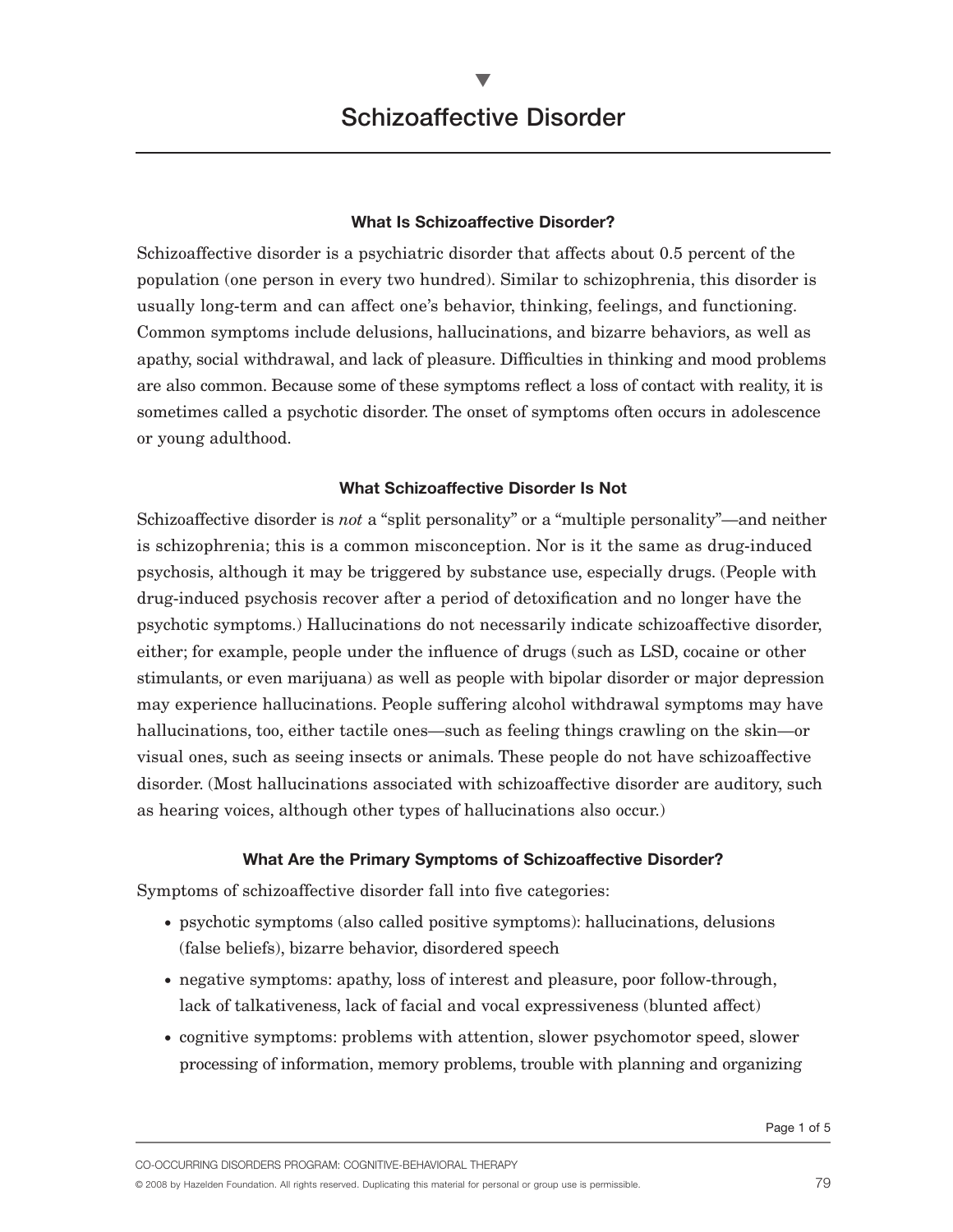# Schizoaffective Disorder

### What Is Schizoaffective Disorder?

Schizoaffective disorder is a psychiatric disorder that affects about 0.5 percent of the population (one person in every two hundred). Similar to schizophrenia, this disorder is usually long-term and can affect one's behavior, thinking, feelings, and functioning. Common symptoms include delusions, hallucinations, and bizarre behaviors, as well as apathy, social withdrawal, and lack of pleasure. Difficulties in thinking and mood problems are also common. Because some of these symptoms reflect a loss of contact with reality, it is sometimes called a psychotic disorder. The onset of symptoms often occurs in adolescence or young adulthood.

### What Schizoaffective Disorder Is Not

Schizoaffective disorder is *not* a "split personality" or a "multiple personality"—and neither is schizophrenia; this is a common misconception. Nor is it the same as drug-induced psychosis, although it may be triggered by substance use, especially drugs. (People with drug-induced psychosis recover after a period of detoxification and no longer have the psychotic symptoms.) Hallucinations do not necessarily indicate schizoaffective disorder, either; for example, people under the influence of drugs (such as LSD, cocaine or other stimulants, or even marijuana) as well as people with bipolar disorder or major depression may experience hallucinations. People suffering alcohol withdrawal symptoms may have hallucinations, too, either tactile ones—such as feeling things crawling on the skin—or visual ones, such as seeing insects or animals. These people do not have schizoaffective disorder. (Most hallucinations associated with schizoaffective disorder are auditory, such as hearing voices, although other types of hallucinations also occur.)

### What Are the Primary Symptoms of Schizoaffective Disorder?

Symptoms of schizoaffective disorder fall into five categories:

- psychotic symptoms (also called positive symptoms): hallucinations, delusions (false beliefs), bizarre behavior, disordered speech
- negative symptoms: apathy, loss of interest and pleasure, poor follow-through, lack of talkativeness, lack of facial and vocal expressiveness (blunted affect)
- cognitive symptoms: problems with attention, slower psychomotor speed, slower processing of information, memory problems, trouble with planning and organizing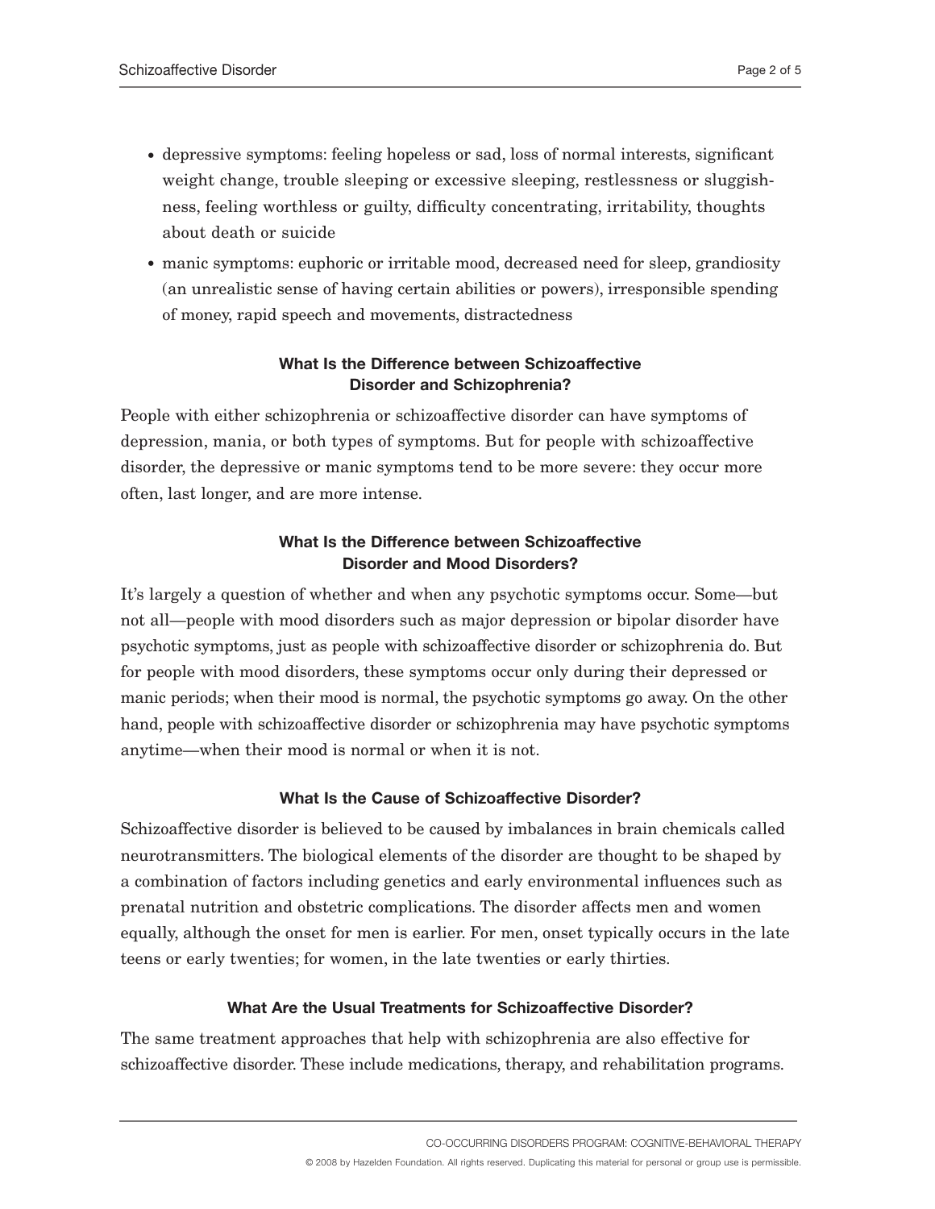- depressive symptoms: feeling hopeless or sad, loss of normal interests, significant weight change, trouble sleeping or excessive sleeping, restlessness or sluggishness, feeling worthless or guilty, difficulty concentrating, irritability, thoughts about death or suicide
- manic symptoms: euphoric or irritable mood, decreased need for sleep, grandiosity (an unrealistic sense of having certain abilities or powers), irresponsible spending of money, rapid speech and movements, distractedness

### What Is the Difference between Schizoaffective Disorder and Schizophrenia?

People with either schizophrenia or schizoaffective disorder can have symptoms of depression, mania, or both types of symptoms. But for people with schizoaffective disorder, the depressive or manic symptoms tend to be more severe: they occur more often, last longer, and are more intense.

### What Is the Difference between Schizoaffective Disorder and Mood Disorders?

It's largely a question of whether and when any psychotic symptoms occur. Some—but not all—people with mood disorders such as major depression or bipolar disorder have psychotic symptoms, just as people with schizoaffective disorder or schizophrenia do. But for people with mood disorders, these symptoms occur only during their depressed or manic periods; when their mood is normal, the psychotic symptoms go away. On the other hand, people with schizoaffective disorder or schizophrenia may have psychotic symptoms anytime—when their mood is normal or when it is not.

### What Is the Cause of Schizoaffective Disorder?

Schizoaffective disorder is believed to be caused by imbalances in brain chemicals called neurotransmitters. The biological elements of the disorder are thought to be shaped by a combination of factors including genetics and early environmental influences such as prenatal nutrition and obstetric complications. The disorder affects men and women equally, although the onset for men is earlier. For men, onset typically occurs in the late teens or early twenties; for women, in the late twenties or early thirties.

### What Are the Usual Treatments for Schizoaffective Disorder?

The same treatment approaches that help with schizophrenia are also effective for schizoaffective disorder. These include medications, therapy, and rehabilitation programs.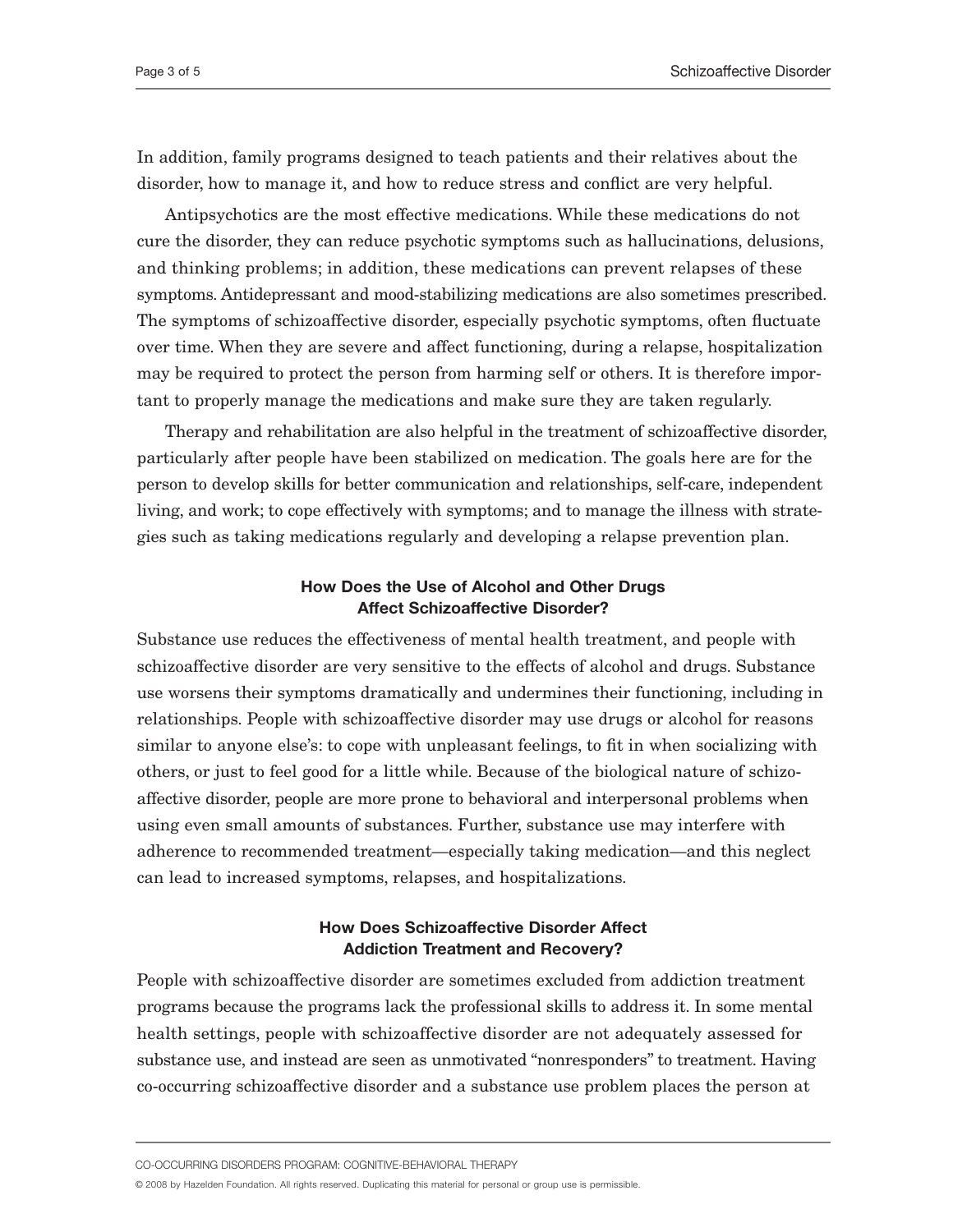In addition, family programs designed to teach patients and their relatives about the disorder, how to manage it, and how to reduce stress and conflict are very helpful.

Antipsychotics are the most effective medications. While these medications do not cure the disorder, they can reduce psychotic symptoms such as hallucinations, delusions, and thinking problems; in addition, these medications can prevent relapses of these symptoms. Antidepressant and mood-stabilizing medications are also sometimes prescribed. The symptoms of schizoaffective disorder, especially psychotic symptoms, often fluctuate over time. When they are severe and affect functioning, during a relapse, hospitalization may be required to protect the person from harming self or others. It is therefore important to properly manage the medications and make sure they are taken regularly.

Therapy and rehabilitation are also helpful in the treatment of schizoaffective disorder, particularly after people have been stabilized on medication. The goals here are for the person to develop skills for better communication and relationships, self-care, independent living, and work; to cope effectively with symptoms; and to manage the illness with strategies such as taking medications regularly and developing a relapse prevention plan.

### How Does the Use of Alcohol and Other Drugs Affect Schizoaffective Disorder?

Substance use reduces the effectiveness of mental health treatment, and people with schizoaffective disorder are very sensitive to the effects of alcohol and drugs. Substance use worsens their symptoms dramatically and undermines their functioning, including in relationships. People with schizoaffective disorder may use drugs or alcohol for reasons similar to anyone else's: to cope with unpleasant feelings, to fit in when socializing with others, or just to feel good for a little while. Because of the biological nature of schizoaffective disorder, people are more prone to behavioral and interpersonal problems when using even small amounts of substances. Further, substance use may interfere with adherence to recommended treatment—especially taking medication—and this neglect can lead to increased symptoms, relapses, and hospitalizations.

### How Does Schizoaffective Disorder Affect Addiction Treatment and Recovery?

People with schizoaffective disorder are sometimes excluded from addiction treatment programs because the programs lack the professional skills to address it. In some mental health settings, people with schizoaffective disorder are not adequately assessed for substance use, and instead are seen as unmotivated "nonresponders" to treatment. Having co-occurring schizoaffective disorder and a substance use problem places the person at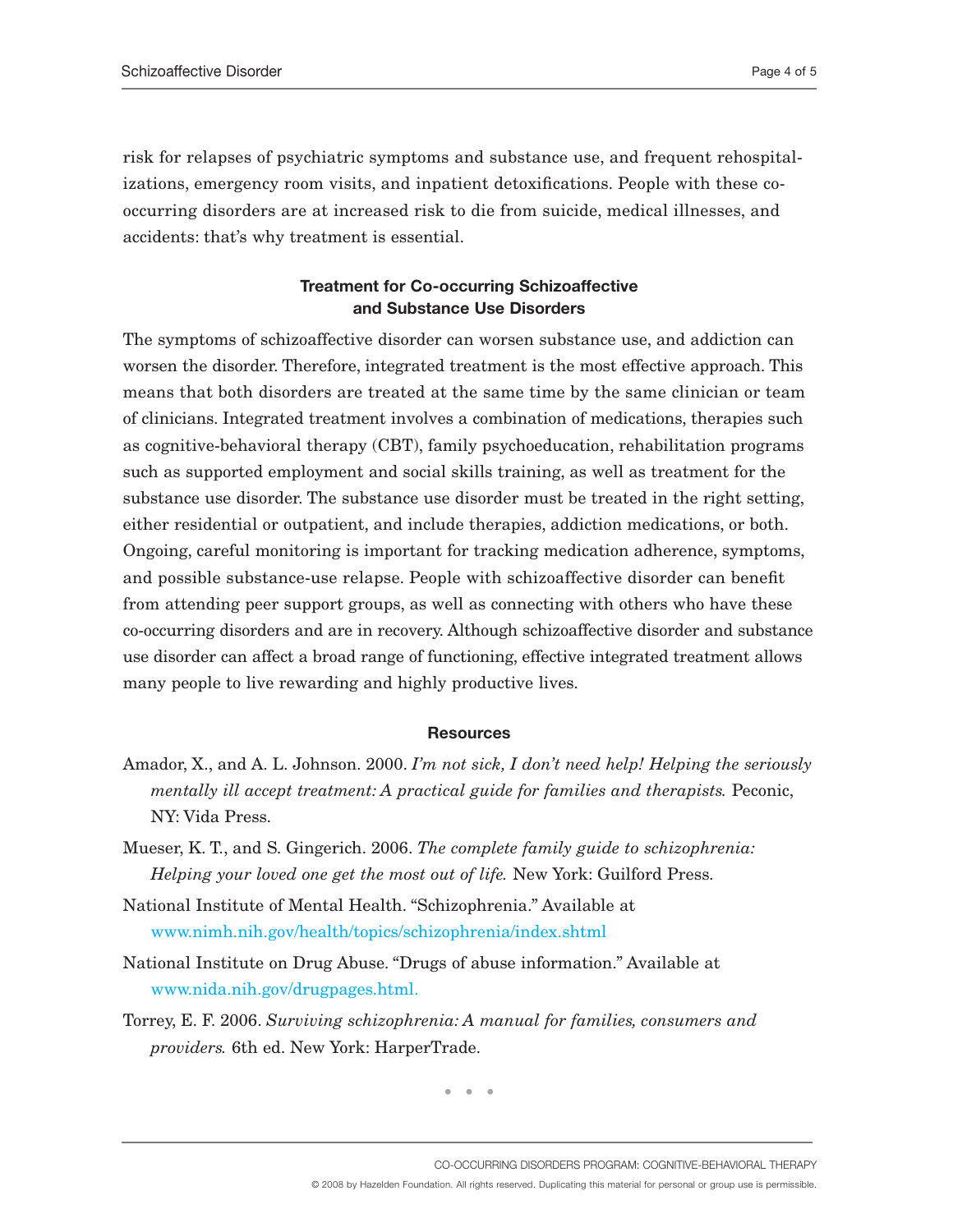risk for relapses of psychiatric symptoms and substance use, and frequent rehospitalizations, emergency room visits, and inpatient detoxifications. People with these co-occurring disorders are at increased risk to die from suicide, medical illnesses, and accidents: that's why treatment is essential.

## Treatment for Co-occurring Schizoaffective and Substance Use Disorders

The symptoms of schizoaffective disorder can worsen substance use, and addiction can worsen the disorder. Therefore, integrated treatment is the most effective approach. This means that both disorders are treated at the same time by the same clinician or team of clinicians. Integrated treatment involves a combination of medications, therapies such as cognitive-behavioral therapy (CBT), family psychoeducation, rehabilitation programs such as supported employment and social skills training, as well as treatment for the substance use disorder. The substance use disorder must be treated in the right setting, either residential or outpatient, and include therapies, addiction medications, or both. Ongoing, careful monitoring is important for tracking medication adherence, symptoms, and possible substance-use relapse. People with schizoaffective disorder can benefit from attending peer support groups, as well as connecting with others who have these co-occurring disorders and are in recovery. Although schizoaffective disorder and substance use disorder can affect a broad range of functioning, effective integrated treatment allows many people to live rewarding and highly productive lives.

## Resources

Amador, X., and A. L. Johnson. 2000. *I'm not sick, I don't need help! Helping the seriously mentally ill accept treatment: A practical guide for families and therapists.* Peconic, NY: Vida Press.

Mueser, K. T., and S. Gingerich. 2006. *The complete family guide to schizophrenia: Helping your loved one get the most out of life.* New York: Guilford Press.

National Institute of Mental Health. "Schizophrenia." Available at www.nimh.nih.gov/health/topics/schizophrenia/index.shtml

National Institute on Drug Abuse. "Drugs of abuse information." Available at www.nida.nih.gov/drugpages.html.

Torrey, E. F. 2006. *Surviving schizophrenia: A manual for families, consumers and providers.* 6th ed. New York: HarperTrade.

• • •

CO-OCCURRING DISORDERS PROGRAM: COGNITIVE-BEHAVIORAL THERAPY

© 2008 by Hazelden Foundation. All rights reserved. Duplicating this material for personal or group use is permissible.